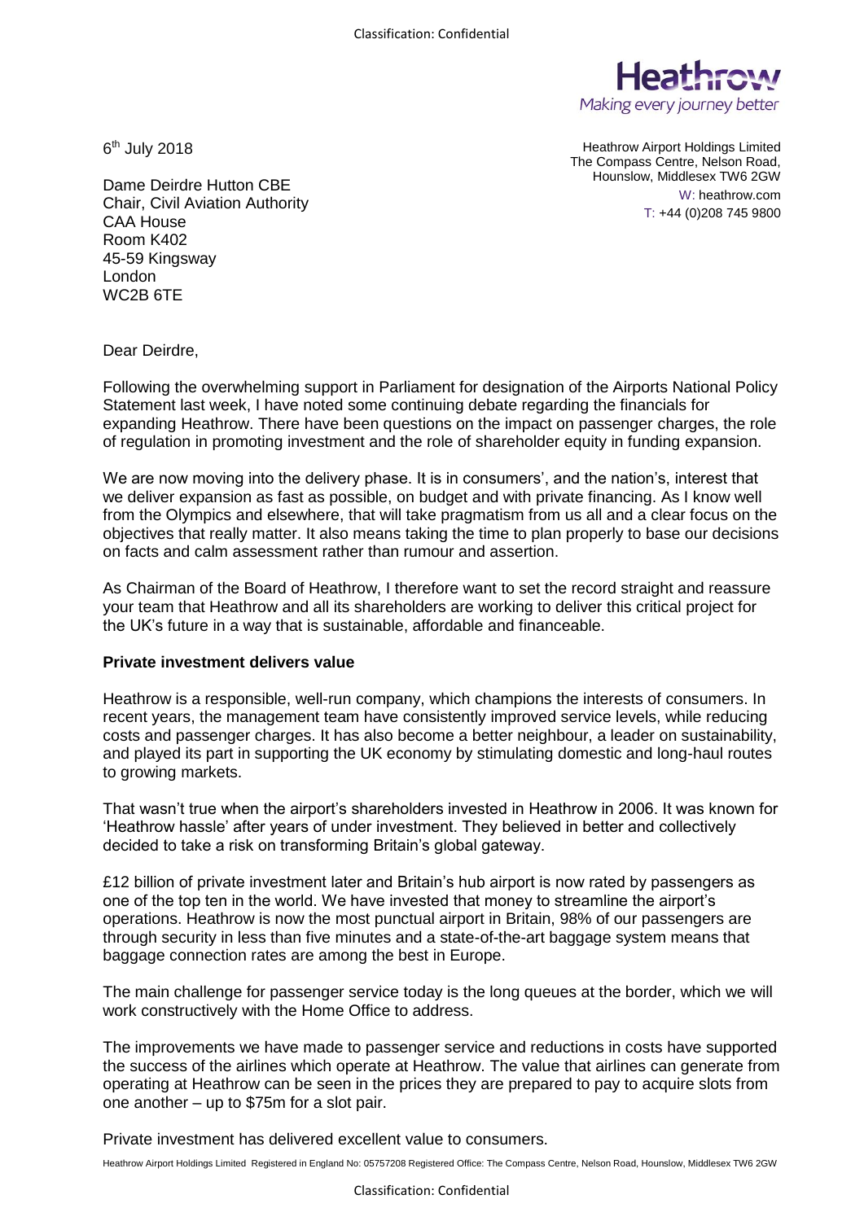6th July 2018

Dame Deirdre Hutton CBE
Chair, Civil Aviation Authority
CAA House
Room K402
45-59 Kingsway
London
WC2B 6TE

Heathrow Airport Holdings Limited
The Compass Centre, Nelson Road,
Hounslow, Middlesex TW6 2GW
W: heathrow.com
T: +44 (0)208 745 9800

Dear Deirdre,

Following the overwhelming support in Parliament for designation of the Airports National Policy Statement last week, I have noted some continuing debate regarding the financials for expanding Heathrow. There have been questions on the impact on passenger charges, the role of regulation in promoting investment and the role of shareholder equity in funding expansion.

We are now moving into the delivery phase. It is in consumers', and the nation's, interest that we deliver expansion as fast as possible, on budget and with private financing. As I know well from the Olympics and elsewhere, that will take pragmatism from us all and a clear focus on the objectives that really matter. It also means taking the time to plan properly to base our decisions on facts and calm assessment rather than rumour and assertion.

As Chairman of the Board of Heathrow, I therefore want to set the record straight and reassure your team that Heathrow and all its shareholders are working to deliver this critical project for the UK's future in a way that is sustainable, affordable and financeable.

**Private investment delivers value**

Heathrow is a responsible, well-run company, which champions the interests of consumers. In recent years, the management team have consistently improved service levels, while reducing costs and passenger charges. It has also become a better neighbour, a leader on sustainability, and played its part in supporting the UK economy by stimulating domestic and long-haul routes to growing markets.

That wasn't true when the airport's shareholders invested in Heathrow in 2006. It was known for 'Heathrow hassle' after years of under investment. They believed in better and collectively decided to take a risk on transforming Britain's global gateway.

£12 billion of private investment later and Britain's hub airport is now rated by passengers as one of the top ten in the world. We have invested that money to streamline the airport's operations. Heathrow is now the most punctual airport in Britain, 98% of our passengers are through security in less than five minutes and a state-of-the-art baggage system means that baggage connection rates are among the best in Europe.

The main challenge for passenger service today is the long queues at the border, which we will work constructively with the Home Office to address.

The improvements we have made to passenger service and reductions in costs have supported the success of the airlines which operate at Heathrow. The value that airlines can generate from operating at Heathrow can be seen in the prices they are prepared to pay to acquire slots from one another – up to $75m for a slot pair.

Private investment has delivered excellent value to consumers.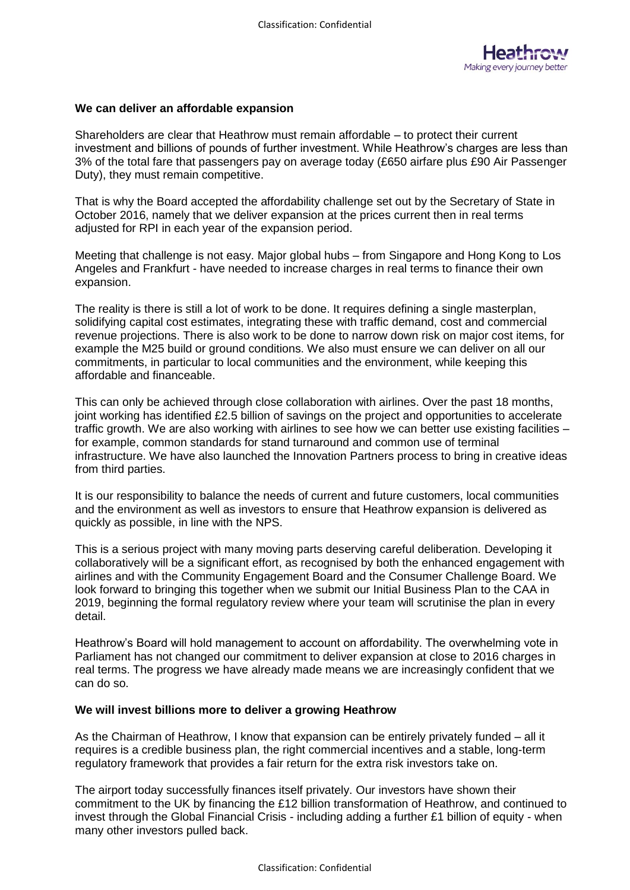**We can deliver an affordable expansion**

Shareholders are clear that Heathrow must remain affordable – to protect their current investment and billions of pounds of further investment. While Heathrow's charges are less than 3% of the total fare that passengers pay on average today (£650 airfare plus £90 Air Passenger Duty), they must remain competitive.

That is why the Board accepted the affordability challenge set out by the Secretary of State in October 2016, namely that we deliver expansion at the prices current then in real terms adjusted for RPI in each year of the expansion period.

Meeting that challenge is not easy. Major global hubs – from Singapore and Hong Kong to Los Angeles and Frankfurt - have needed to increase charges in real terms to finance their own expansion.

The reality is there is still a lot of work to be done. It requires defining a single masterplan, solidifying capital cost estimates, integrating these with traffic demand, cost and commercial revenue projections. There is also work to be done to narrow down risk on major cost items, for example the M25 build or ground conditions. We also must ensure we can deliver on all our commitments, in particular to local communities and the environment, while keeping this affordable and financeable.

This can only be achieved through close collaboration with airlines. Over the past 18 months, joint working has identified £2.5 billion of savings on the project and opportunities to accelerate traffic growth. We are also working with airlines to see how we can better use existing facilities – for example, common standards for stand turnaround and common use of terminal infrastructure. We have also launched the Innovation Partners process to bring in creative ideas from third parties.

It is our responsibility to balance the needs of current and future customers, local communities and the environment as well as investors to ensure that Heathrow expansion is delivered as quickly as possible, in line with the NPS.

This is a serious project with many moving parts deserving careful deliberation. Developing it collaboratively will be a significant effort, as recognised by both the enhanced engagement with airlines and with the Community Engagement Board and the Consumer Challenge Board. We look forward to bringing this together when we submit our Initial Business Plan to the CAA in 2019, beginning the formal regulatory review where your team will scrutinise the plan in every detail.

Heathrow's Board will hold management to account on affordability. The overwhelming vote in Parliament has not changed our commitment to deliver expansion at close to 2016 charges in real terms. The progress we have already made means we are increasingly confident that we can do so.

**We will invest billions more to deliver a growing Heathrow**

As the Chairman of Heathrow, I know that expansion can be entirely privately funded – all it requires is a credible business plan, the right commercial incentives and a stable, long-term regulatory framework that provides a fair return for the extra risk investors take on.

The airport today successfully finances itself privately. Our investors have shown their commitment to the UK by financing the £12 billion transformation of Heathrow, and continued to invest through the Global Financial Crisis - including adding a further £1 billion of equity - when many other investors pulled back.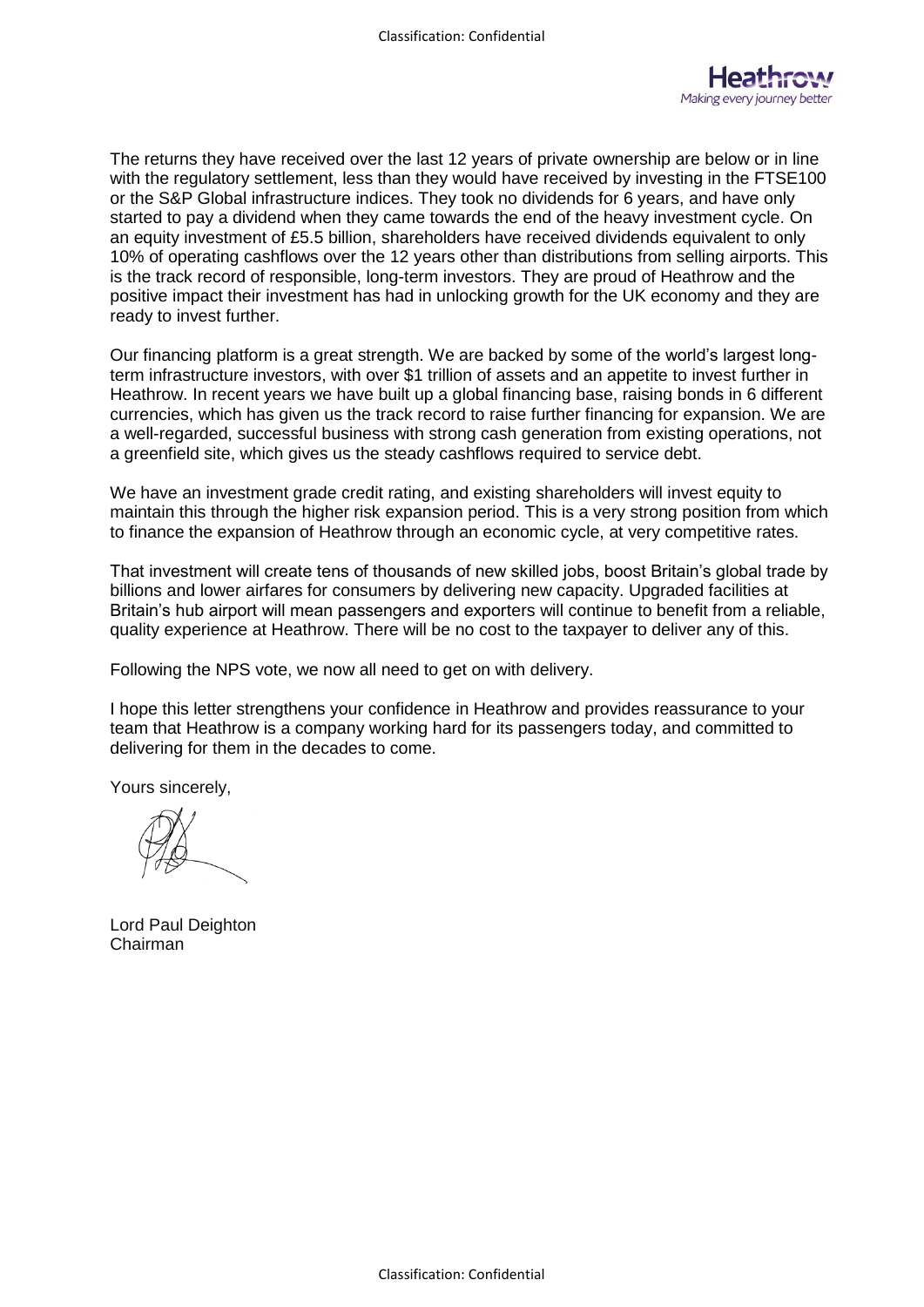The returns they have received over the last 12 years of private ownership are below or in line with the regulatory settlement, less than they would have received by investing in the FTSE100 or the S&P Global infrastructure indices. They took no dividends for 6 years, and have only started to pay a dividend when they came towards the end of the heavy investment cycle. On an equity investment of £5.5 billion, shareholders have received dividends equivalent to only 10% of operating cashflows over the 12 years other than distributions from selling airports. This is the track record of responsible, long-term investors. They are proud of Heathrow and the positive impact their investment has had in unlocking growth for the UK economy and they are ready to invest further.

Our financing platform is a great strength. We are backed by some of the world's largest long-term infrastructure investors, with over $1 trillion of assets and an appetite to invest further in Heathrow. In recent years we have built up a global financing base, raising bonds in 6 different currencies, which has given us the track record to raise further financing for expansion. We are a well-regarded, successful business with strong cash generation from existing operations, not a greenfield site, which gives us the steady cashflows required to service debt.

We have an investment grade credit rating, and existing shareholders will invest equity to maintain this through the higher risk expansion period. This is a very strong position from which to finance the expansion of Heathrow through an economic cycle, at very competitive rates.

That investment will create tens of thousands of new skilled jobs, boost Britain's global trade by billions and lower airfares for consumers by delivering new capacity. Upgraded facilities at Britain's hub airport will mean passengers and exporters will continue to benefit from a reliable, quality experience at Heathrow. There will be no cost to the taxpayer to deliver any of this.

Following the NPS vote, we now all need to get on with delivery.

I hope this letter strengthens your confidence in Heathrow and provides reassurance to your team that Heathrow is a company working hard for its passengers today, and committed to delivering for them in the decades to come.

Yours sincerely,

Lord Paul Deighton
Chairman